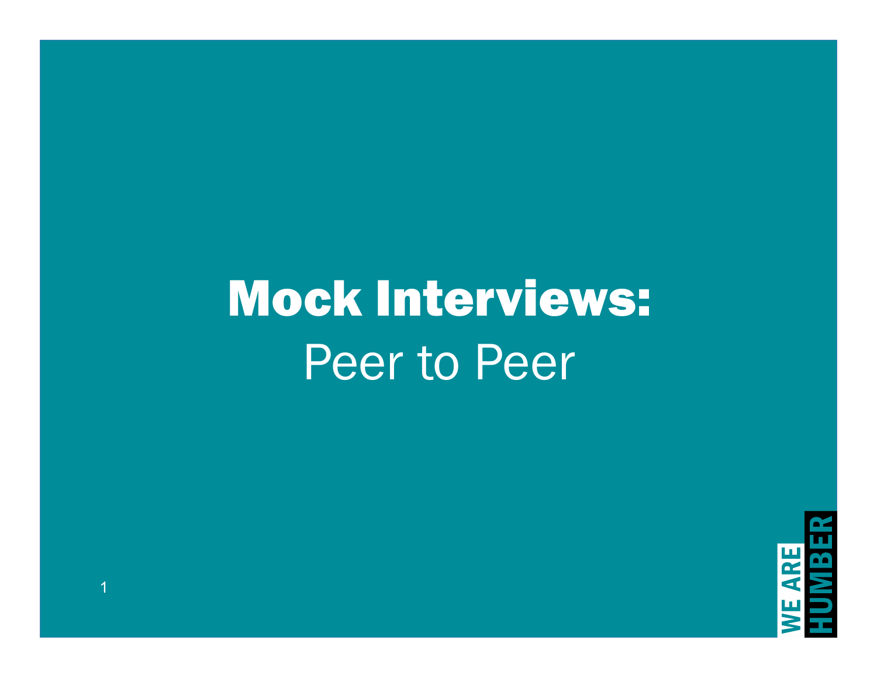# Mock Interviews:

Peer to Peer

WE ARE HUMBER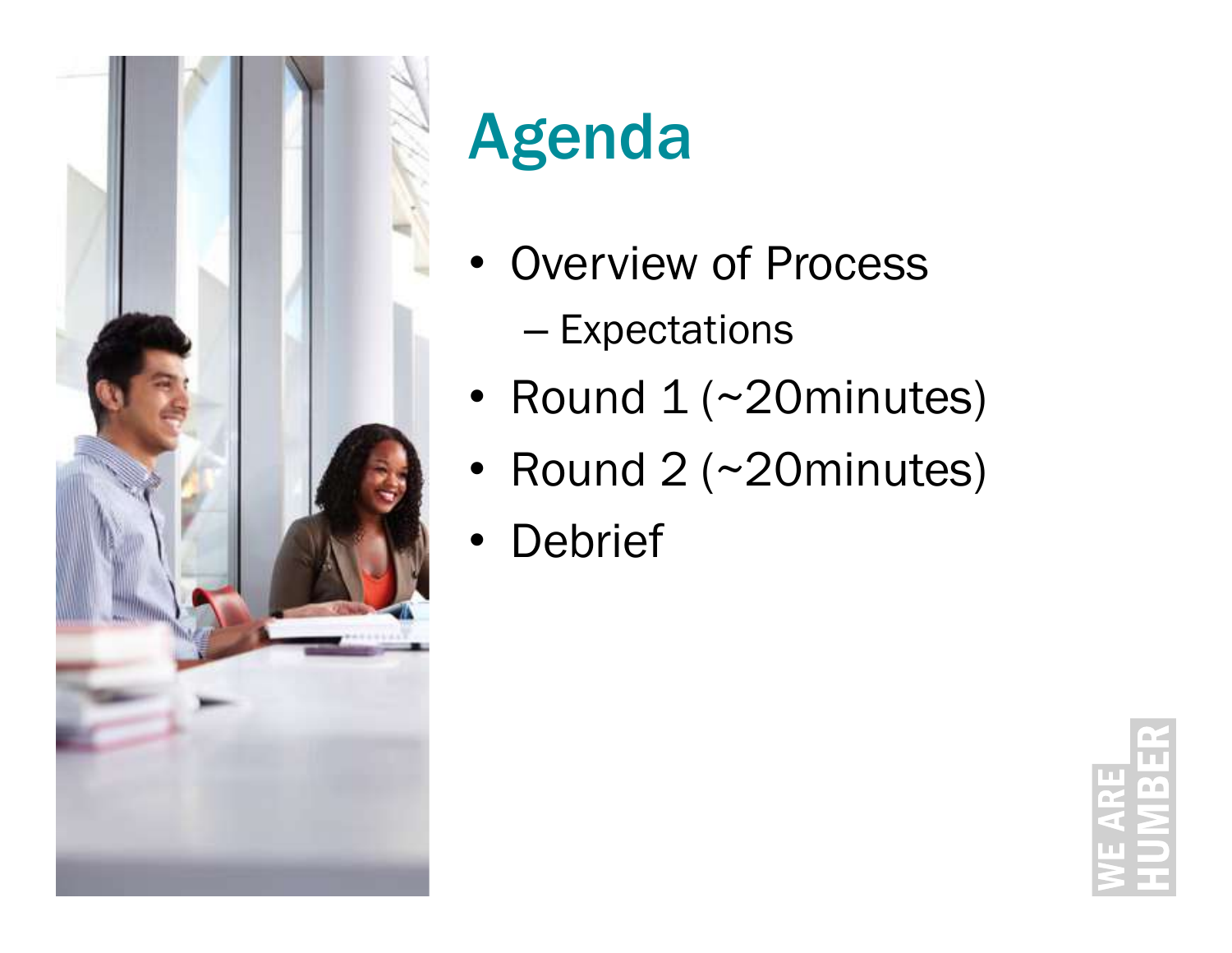# Agenda

- Overview of Process
  - Expectations
- Round 1 (~20minutes)
- Round 2 (~20minutes)
- Debrief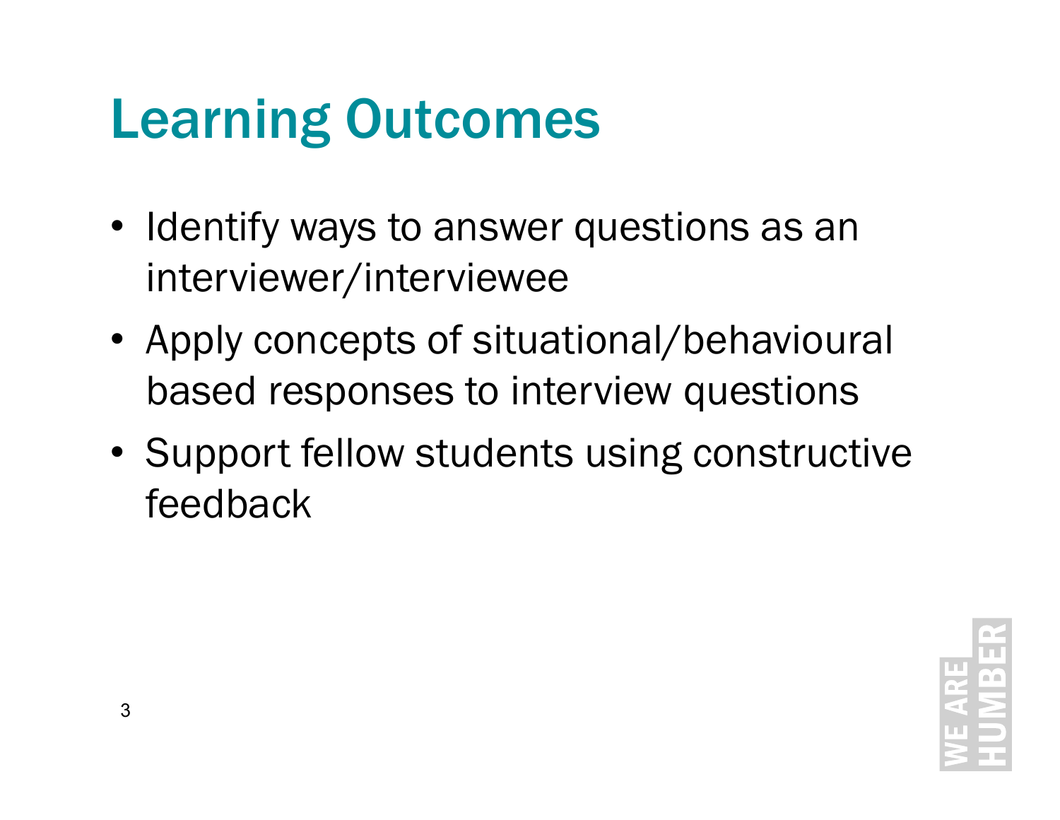# Learning Outcomes

- Identify ways to answer questions as an interviewer/interviewee
- Apply concepts of situational/behavioural based responses to interview questions
- Support fellow students using constructive feedback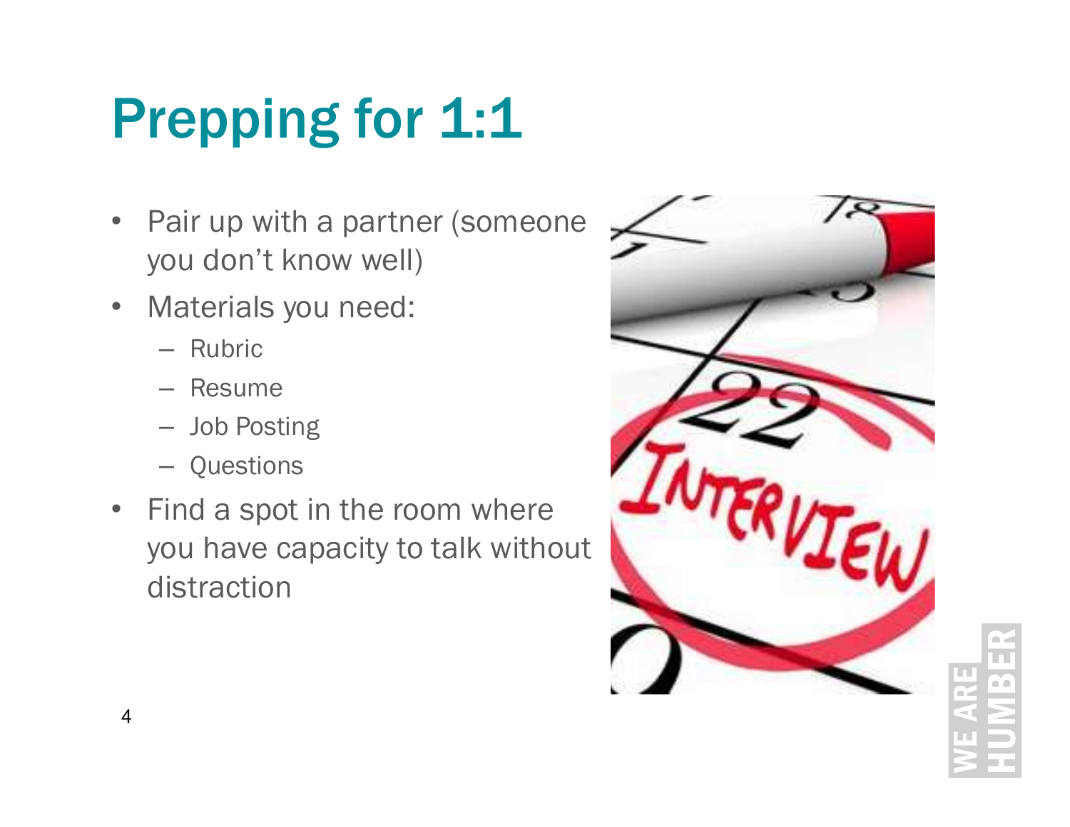# Prepping for 1:1

- Pair up with a partner (someone you don't know well)
- Materials you need:
  - Rubric
  - Resume
  - Job Posting
  - Questions
- Find a spot in the room where you have capacity to talk without distraction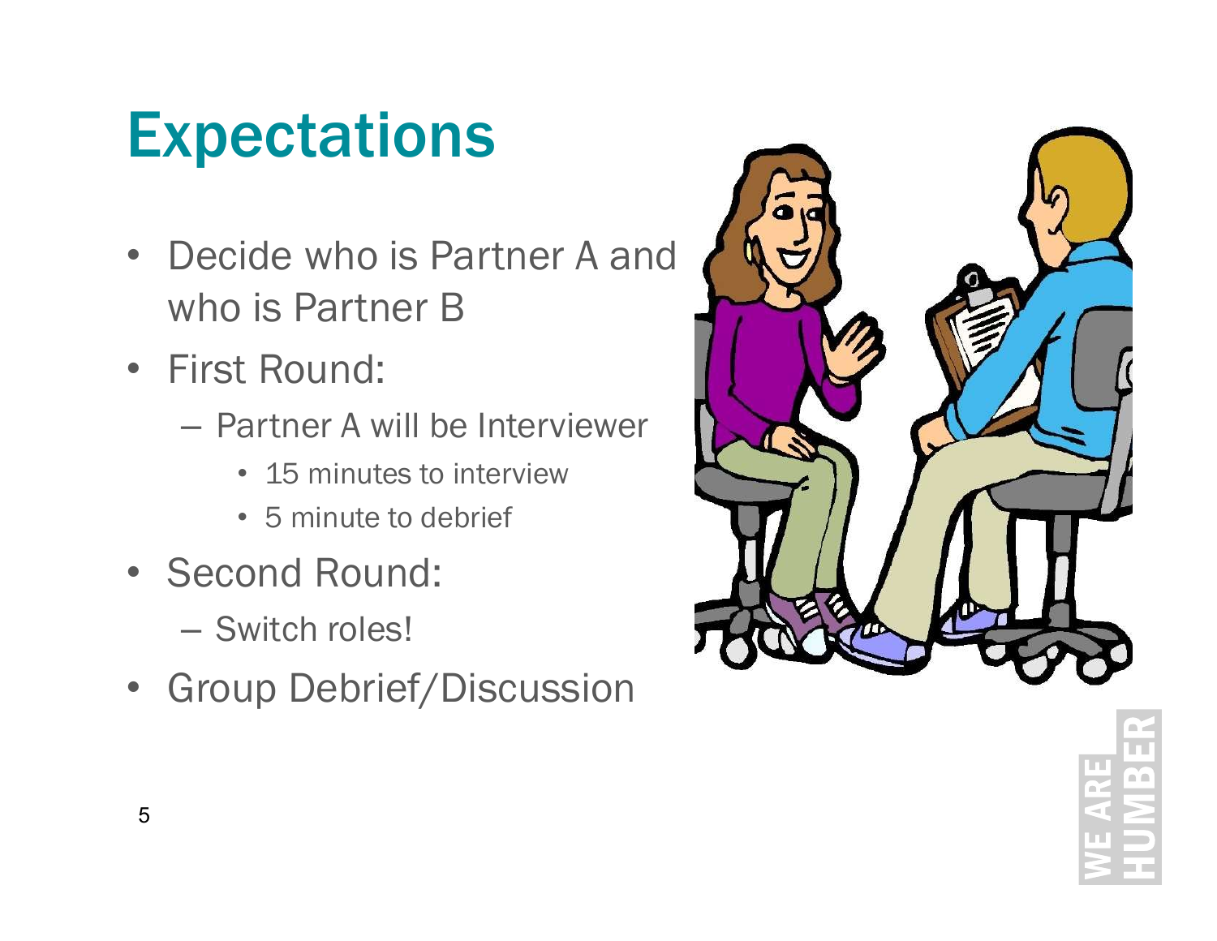# Expectations

- Decide who is Partner A and who is Partner B
- First Round:
  - Partner A will be Interviewer
    - 15 minutes to interview
    - 5 minute to debrief
- Second Round:
  - Switch roles!
- Group Debrief/Discussion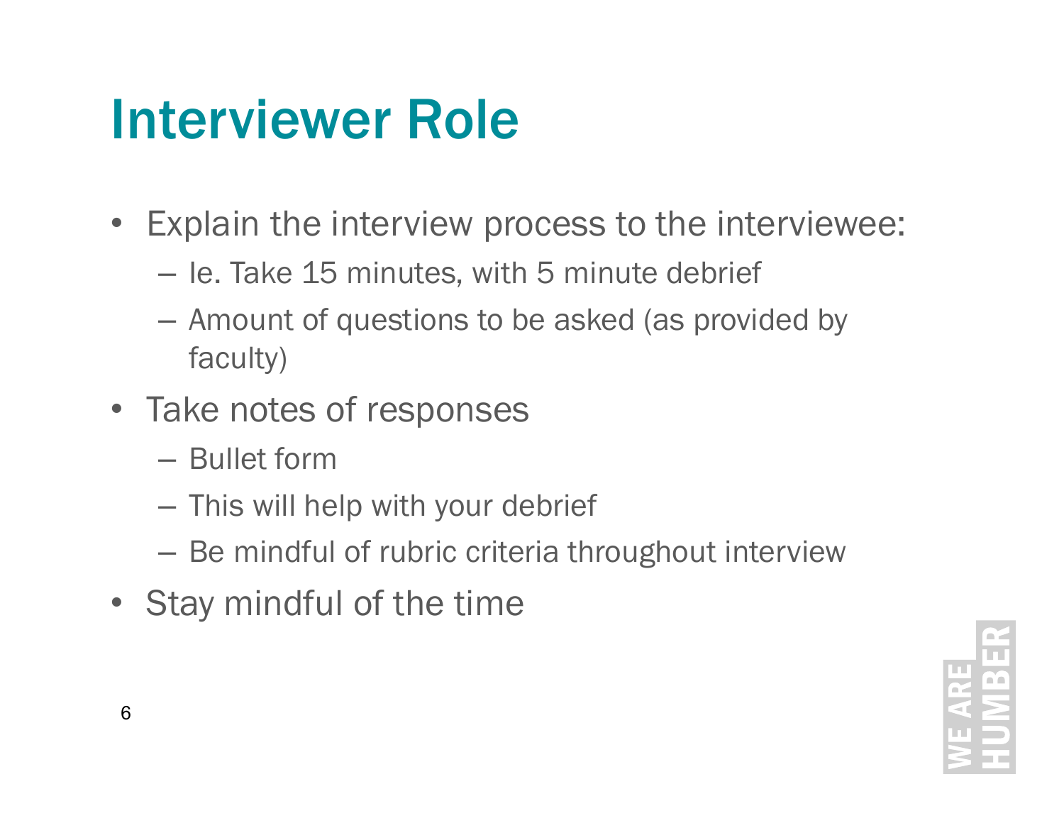# Interviewer Role

- Explain the interview process to the interviewee:
  - Ie. Take 15 minutes, with 5 minute debrief
  - Amount of questions to be asked (as provided by faculty)
- Take notes of responses
  - Bullet form
  - This will help with your debrief
  - Be mindful of rubric criteria throughout interview
- Stay mindful of the time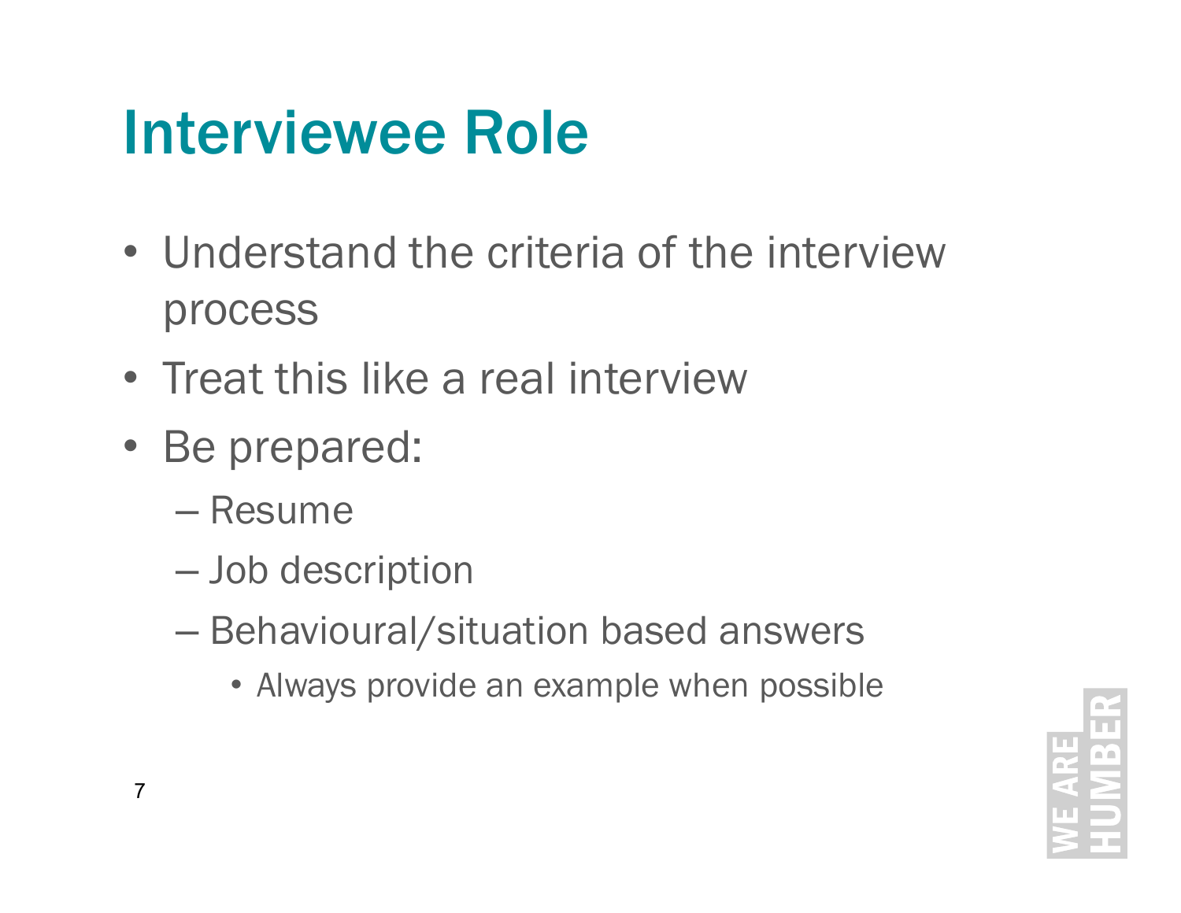# Interviewee Role

- Understand the criteria of the interview process
- Treat this like a real interview
- Be prepared:
  - Resume
  - Job description
  - Behavioural/situation based answers
    - Always provide an example when possible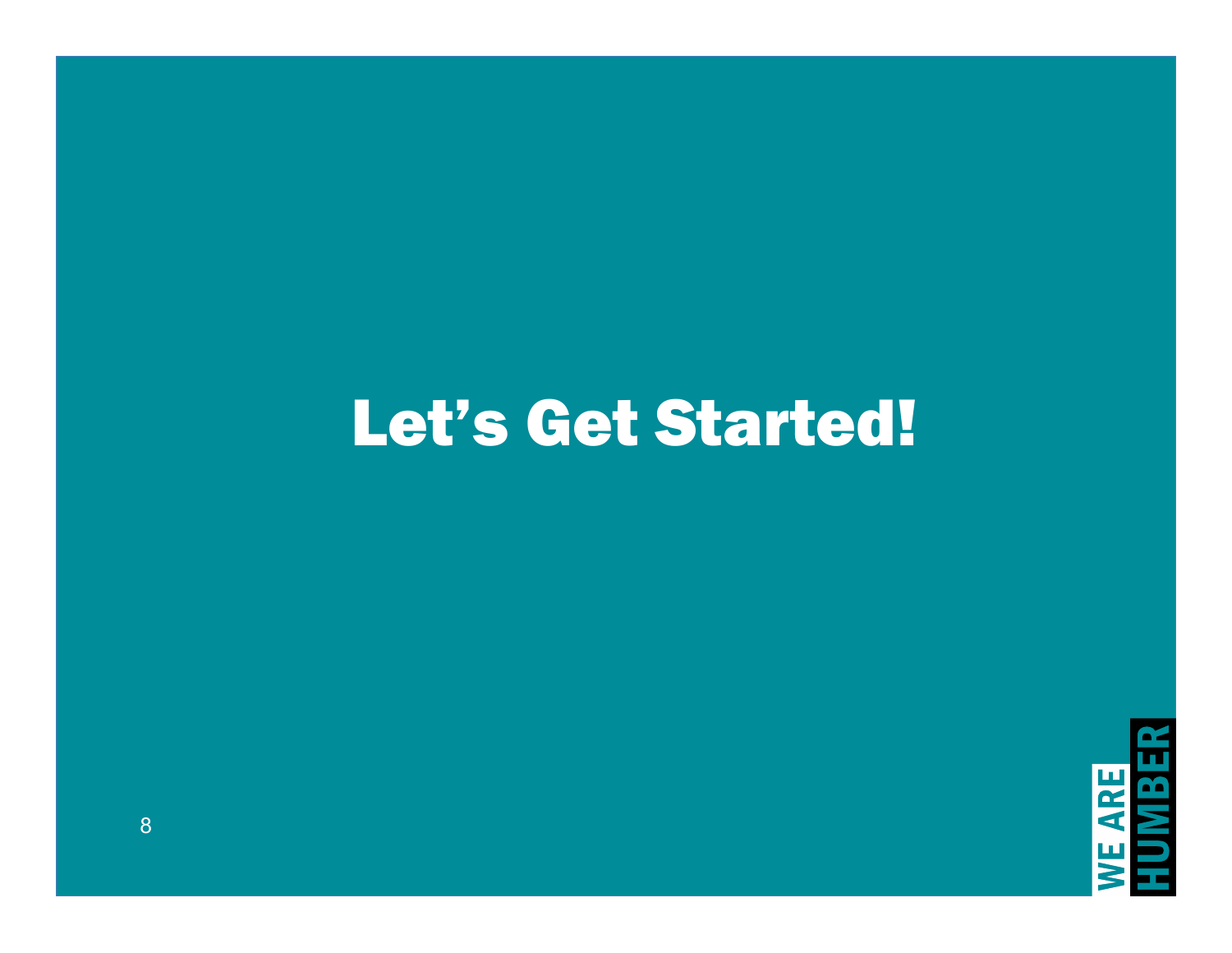# Let’s Get Started!

WE ARE HUMBER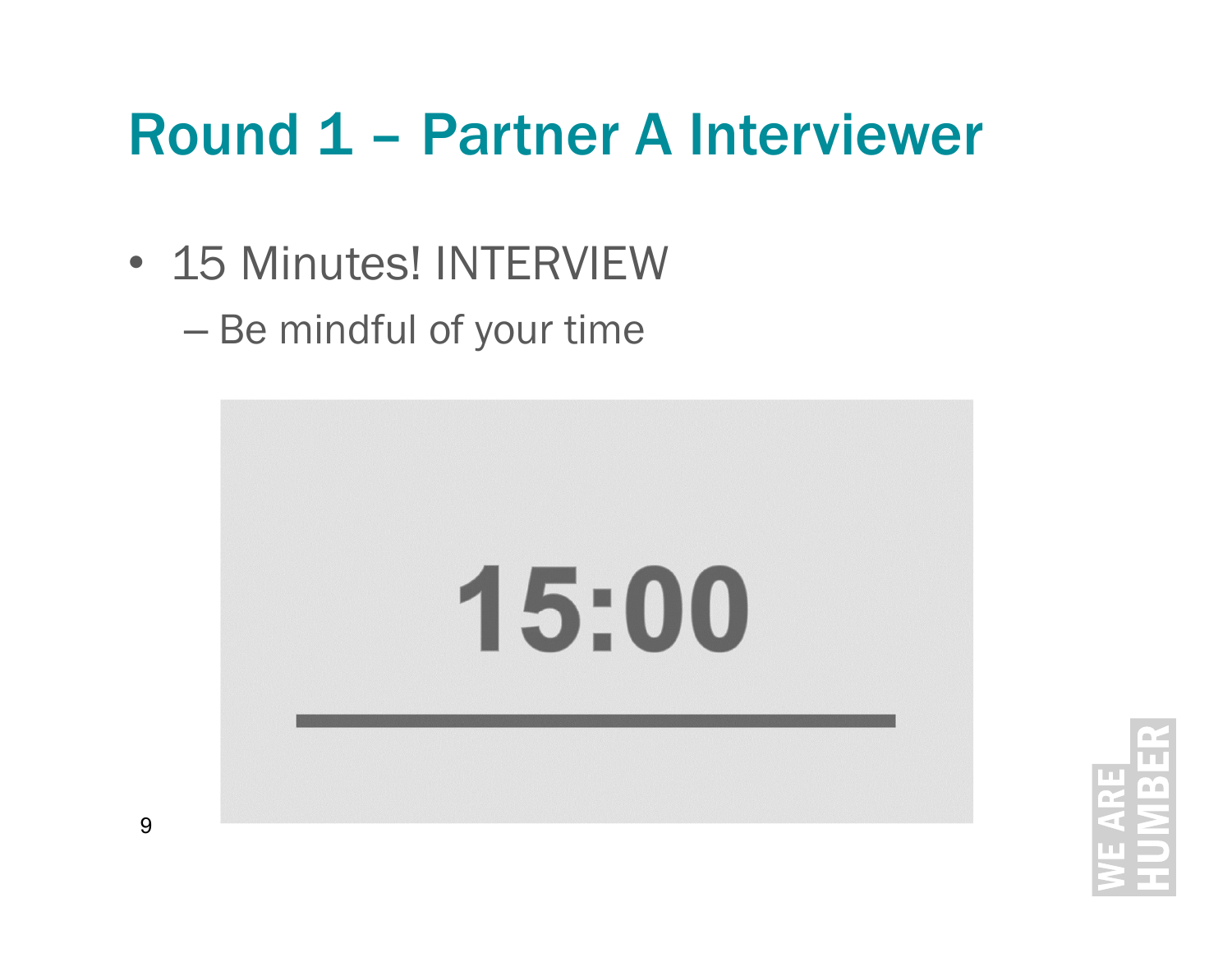# Round 1 – Partner A Interviewer

- 15 Minutes! INTERVIEW
  - Be mindful of your time

15:00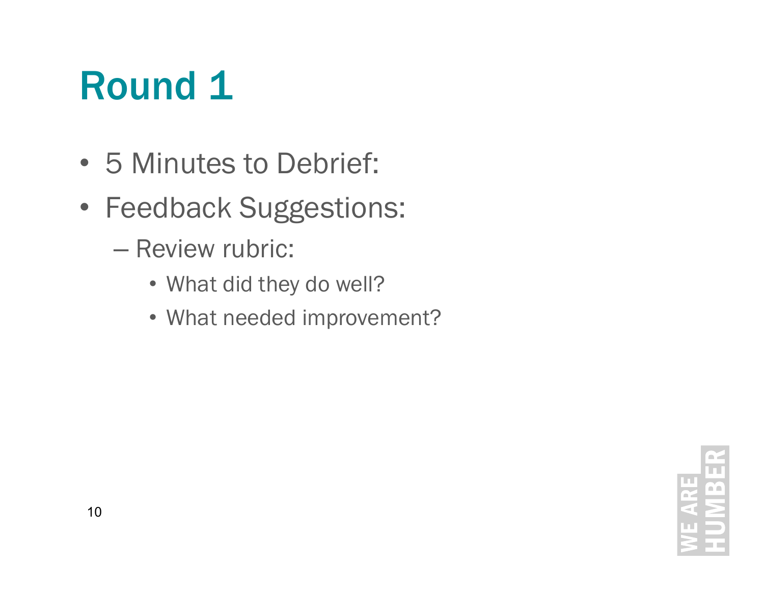# Round 1

- 5 Minutes to Debrief:
- Feedback Suggestions:
  - Review rubric:
    - What did they do well?
    - What needed improvement?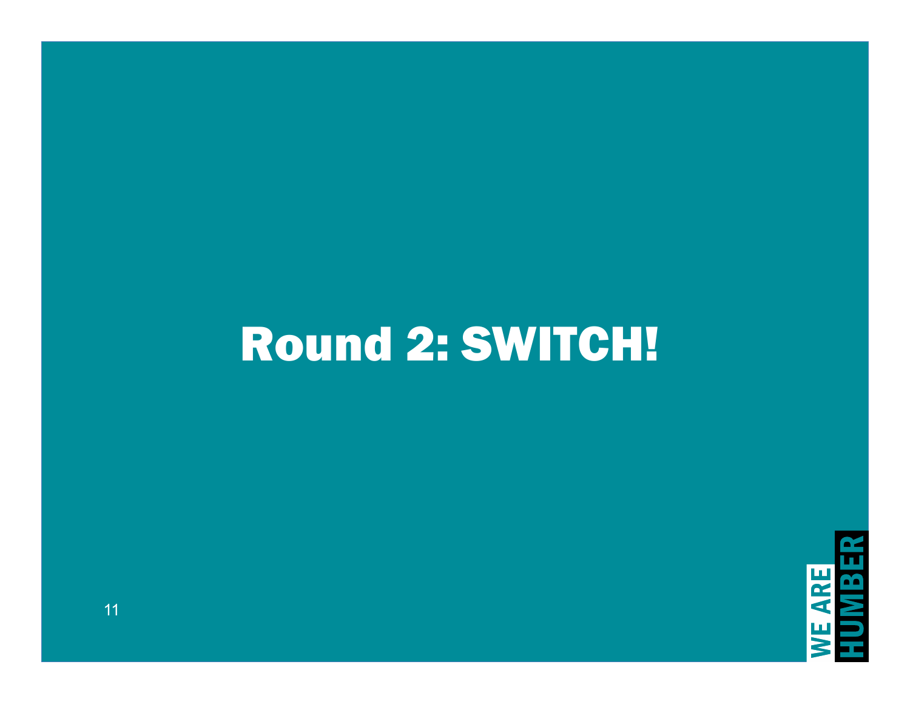# Round 2: SWITCH!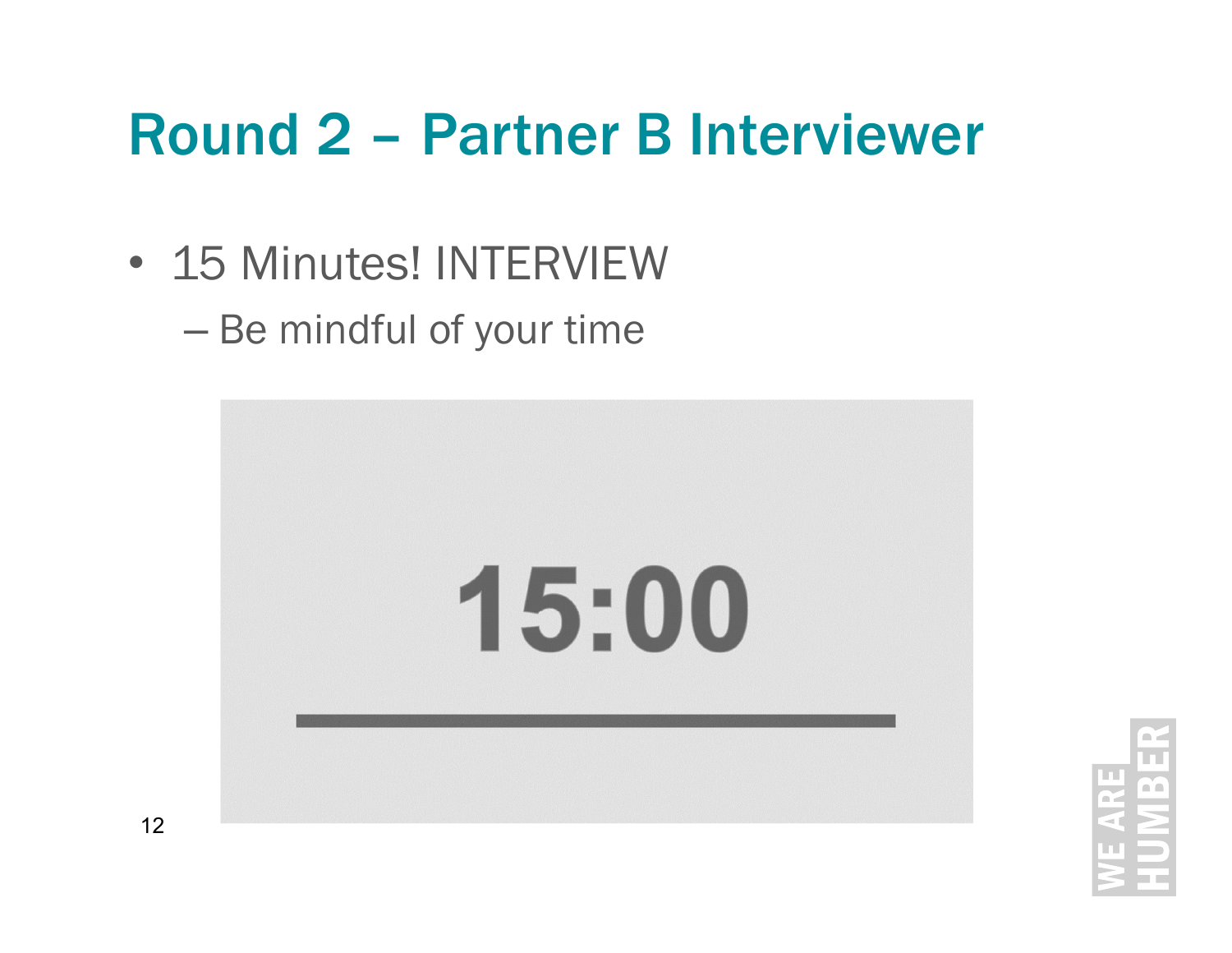# Round 2 – Partner B Interviewer

- 15 Minutes! INTERVIEW
  - Be mindful of your time

15:00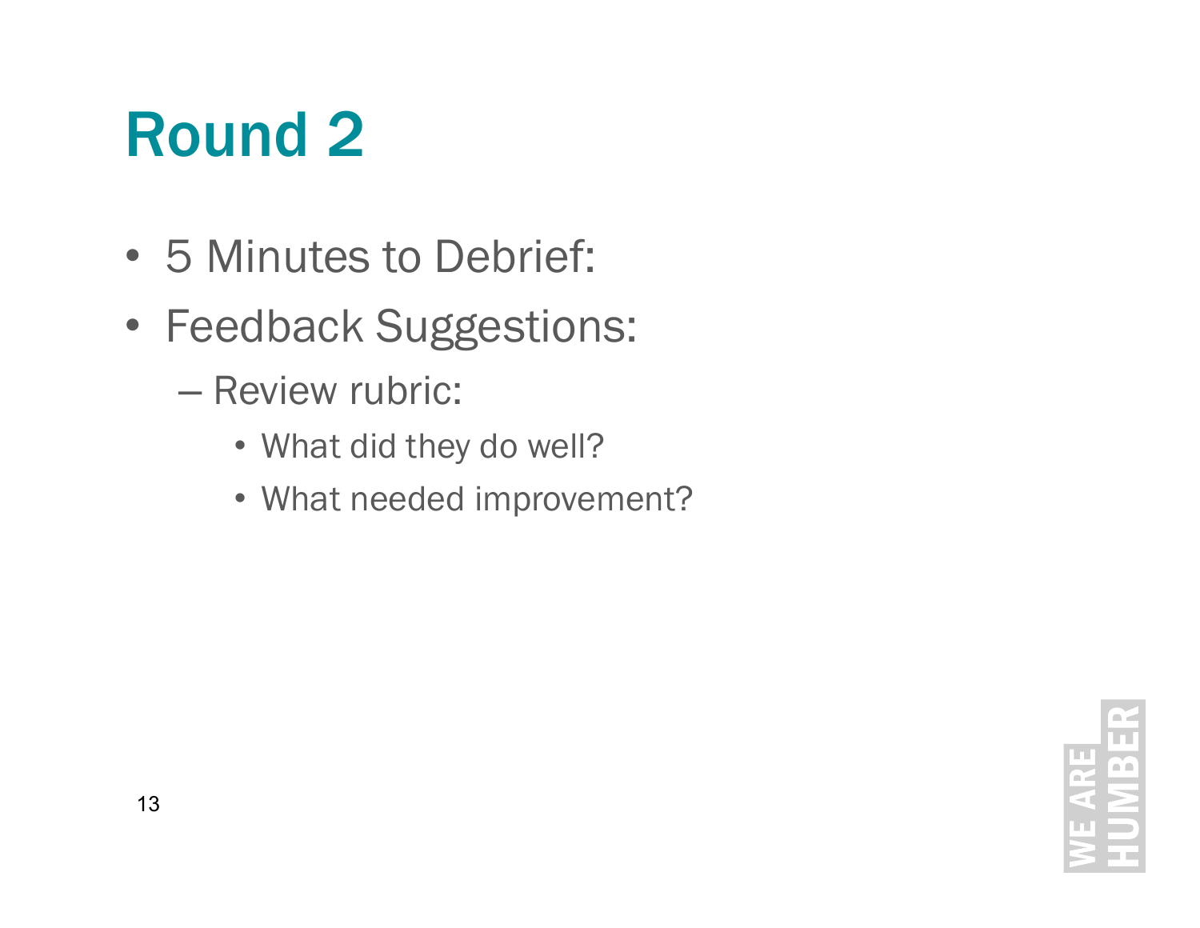# Round 2

- 5 Minutes to Debrief:
- Feedback Suggestions:
  - Review rubric:
    - What did they do well?
    - What needed improvement?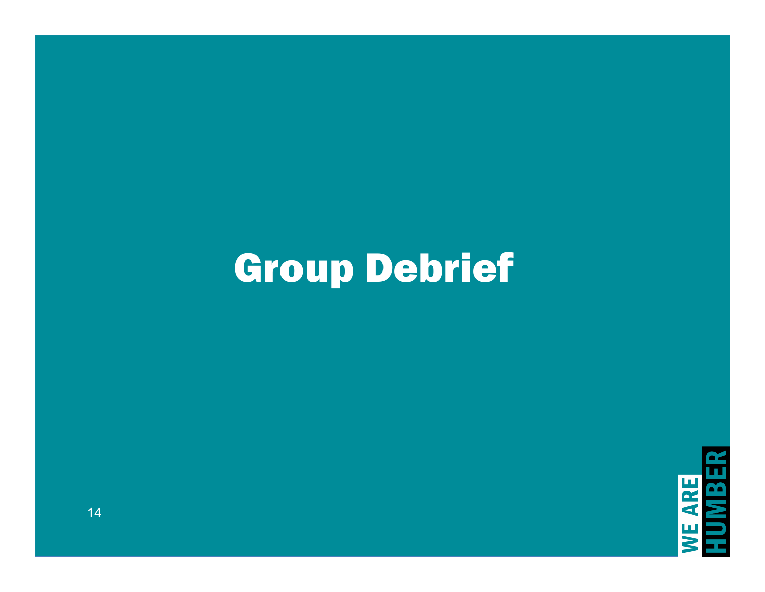# Group Debrief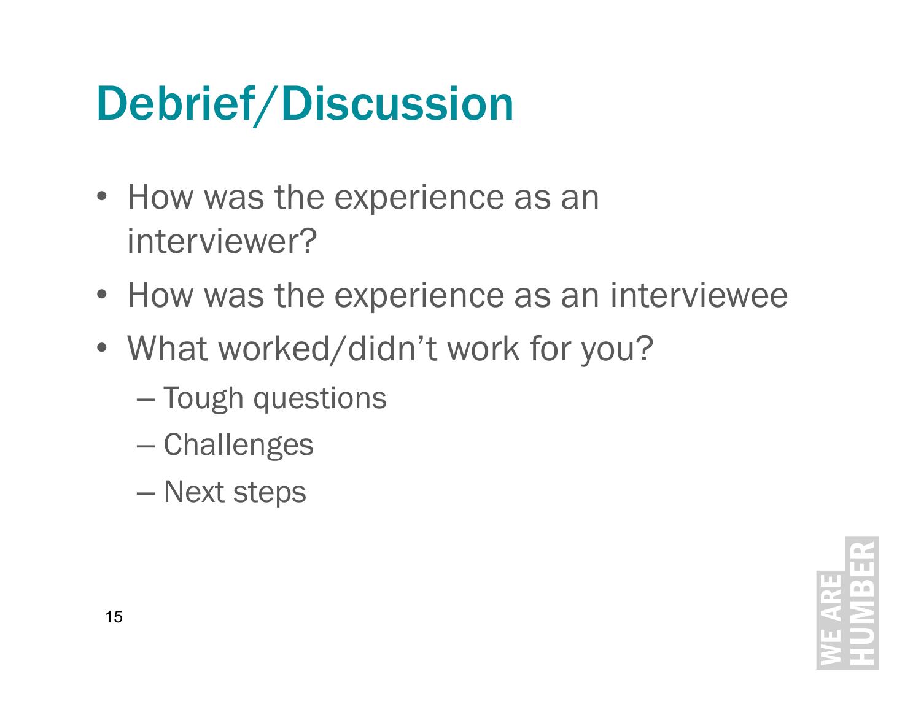# Debrief/Discussion

- How was the experience as an interviewer?
- How was the experience as an interviewee
- What worked/didn't work for you?
  - Tough questions
  - Challenges
  - Next steps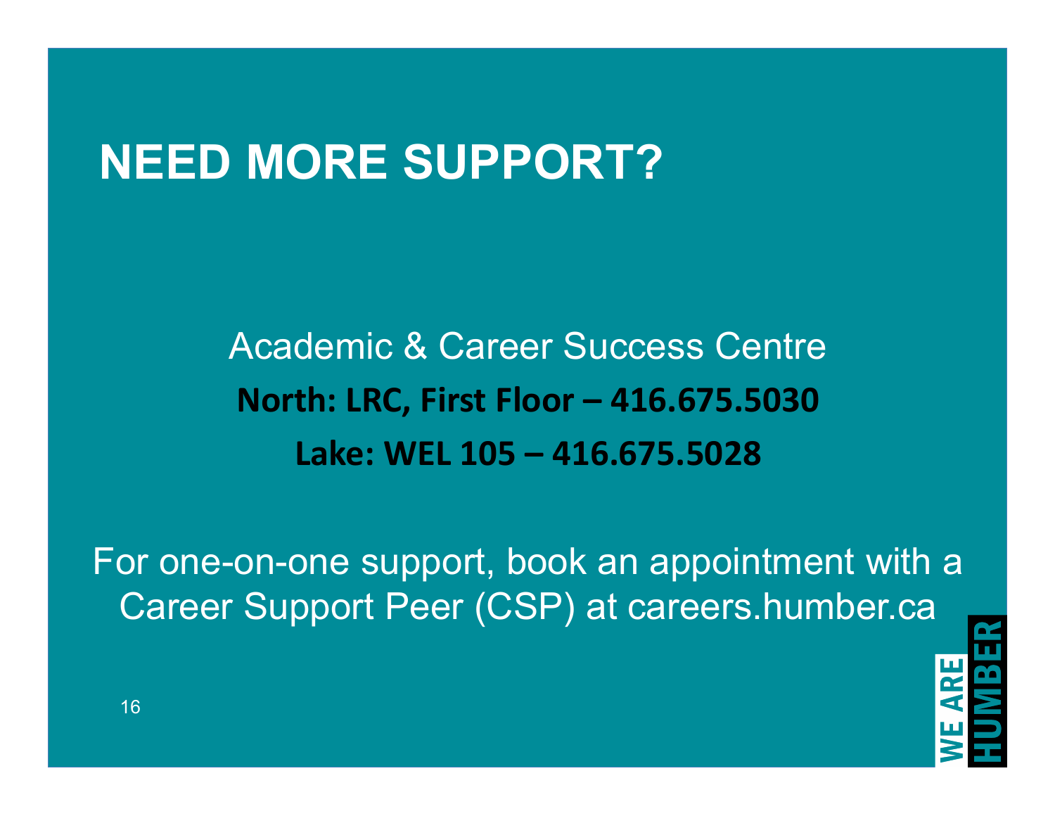# NEED MORE SUPPORT?

Academic & Career Success Centre

**North: LRC, First Floor – 416.675.5030**

**Lake: WEL 105 – 416.675.5028**

For one-on-one support, book an appointment with a Career Support Peer (CSP) at careers.humber.ca

WE ARE HUMBER